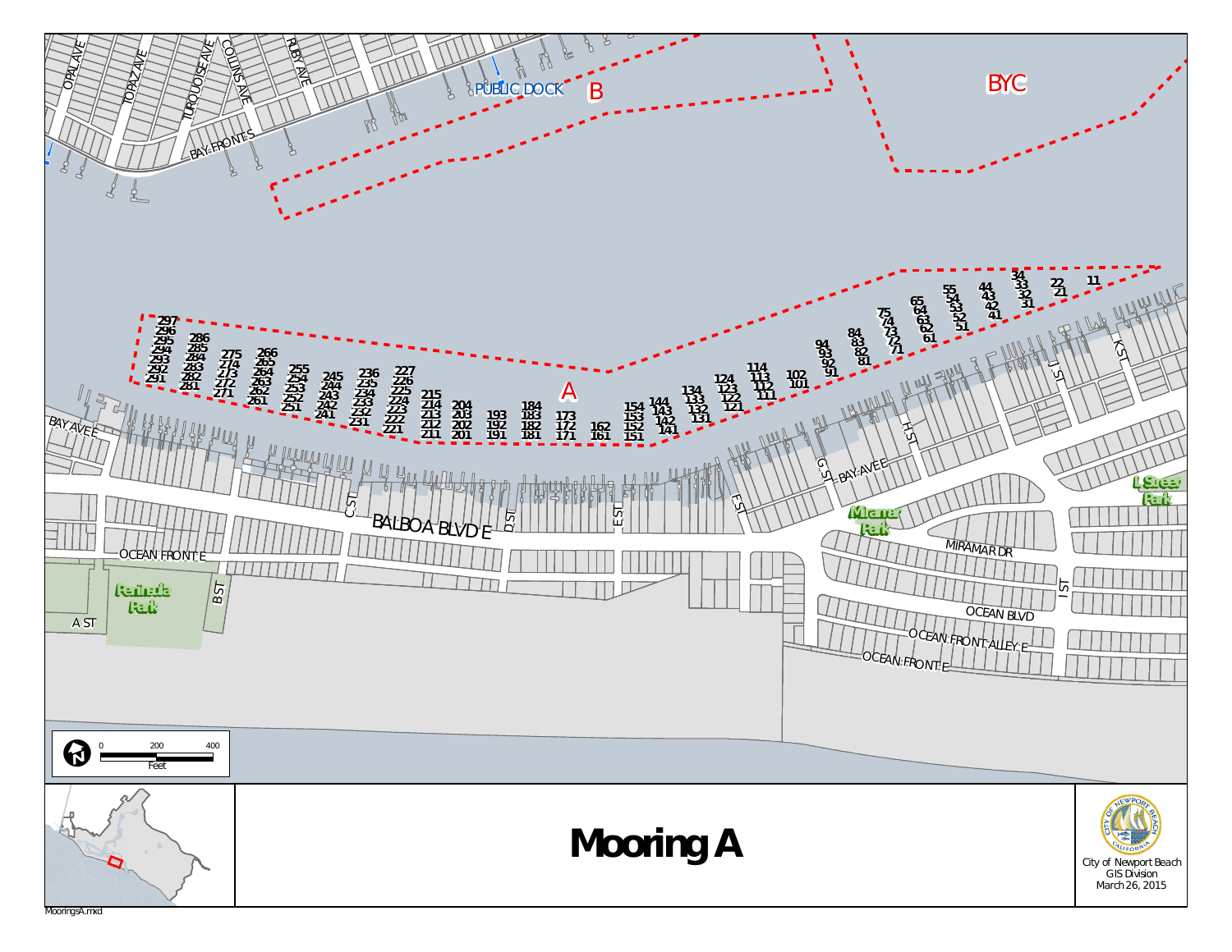# Mooring A

A

B

BYC

PUBLIC DOCK

297
296
295
294
293
292
291

286
285
284
283
282
281

275
274
273
272
271

266
265
264
263
262
261

255
254
253
252
251

245
244
243
242
241

236
235
234
233
232
231

227
226
225
224
223
222
221

215
214
213
212
211

204
203
202
201

193
192
191

184
183
182
181

173
172
171

162
161

154
153
152
151

144
143
142
141

134
133
132
131

124
123
122
121

114
113
112
111

102
101

94
93
92
91

84
83
82
81

75
74
73
72
71

65
64
63
62
61

55
54
53
52
51

44
43
42
41

34
33
32
31

22
21

11

OPAL AVE, TOPAZ AVE, TURQUOISE AVE, COLLINS AVE, RUBY AVE, BAY FRONT S, BAY AVE E, BALBOA BLVD E, OCEAN FRONT E, A ST, B ST, C ST, D ST, E ST, F ST, G ST, H ST, I ST, J ST, K ST, MIRAMAR DR, OCEAN BLVD, OCEAN FRONT ALLEY E

Peninsula Park

Miramar Park

L Street Park

0 200 400
Feet

City of Newport Beach
GIS Division
March 26, 2015

MooringsA.mxd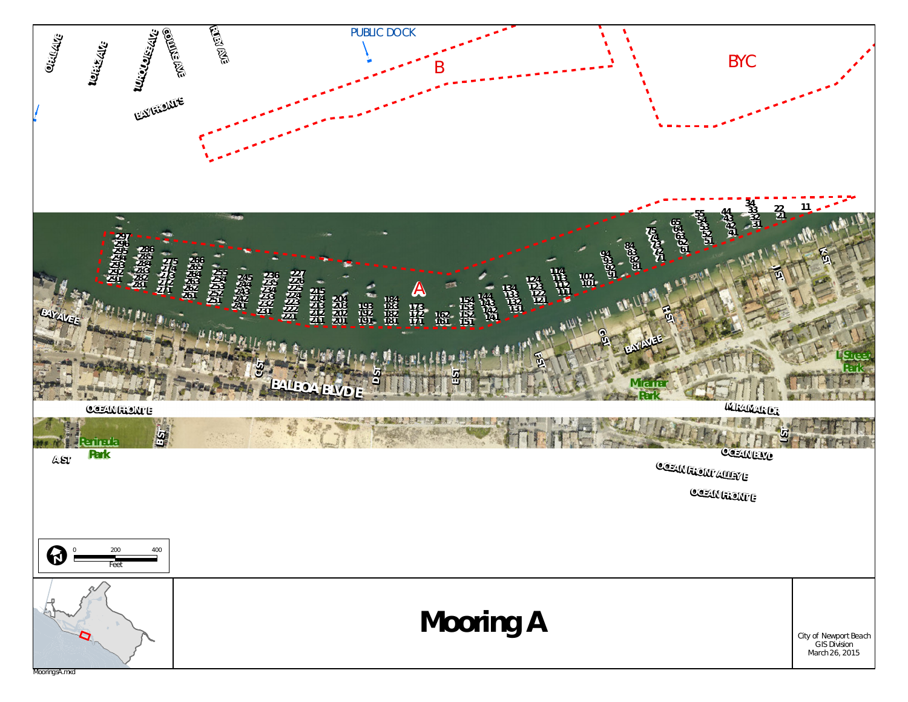# Mooring A

PUBLIC DOCK

B

BYC

A

CORAL AVE

TOPAZ AVE

TURQUOISE AVE

COLLINS AVE

RUBY AVE

BAY FRONT S

BAY AVE E

C ST

D ST

E ST

F ST

G ST

H ST

I ST

K ST

BALBOA BLVD E

OCEAN FRONT E

Peninsula Park

A ST

B ST

Miramar Park

L Street Park

MIRAMAR DR

OCEAN BLVD

OCEAN FRONT ALLEY E

0 200 400

Feet

City of Newport Beach
GIS Division
March 26, 2015

MooringsA.mxd